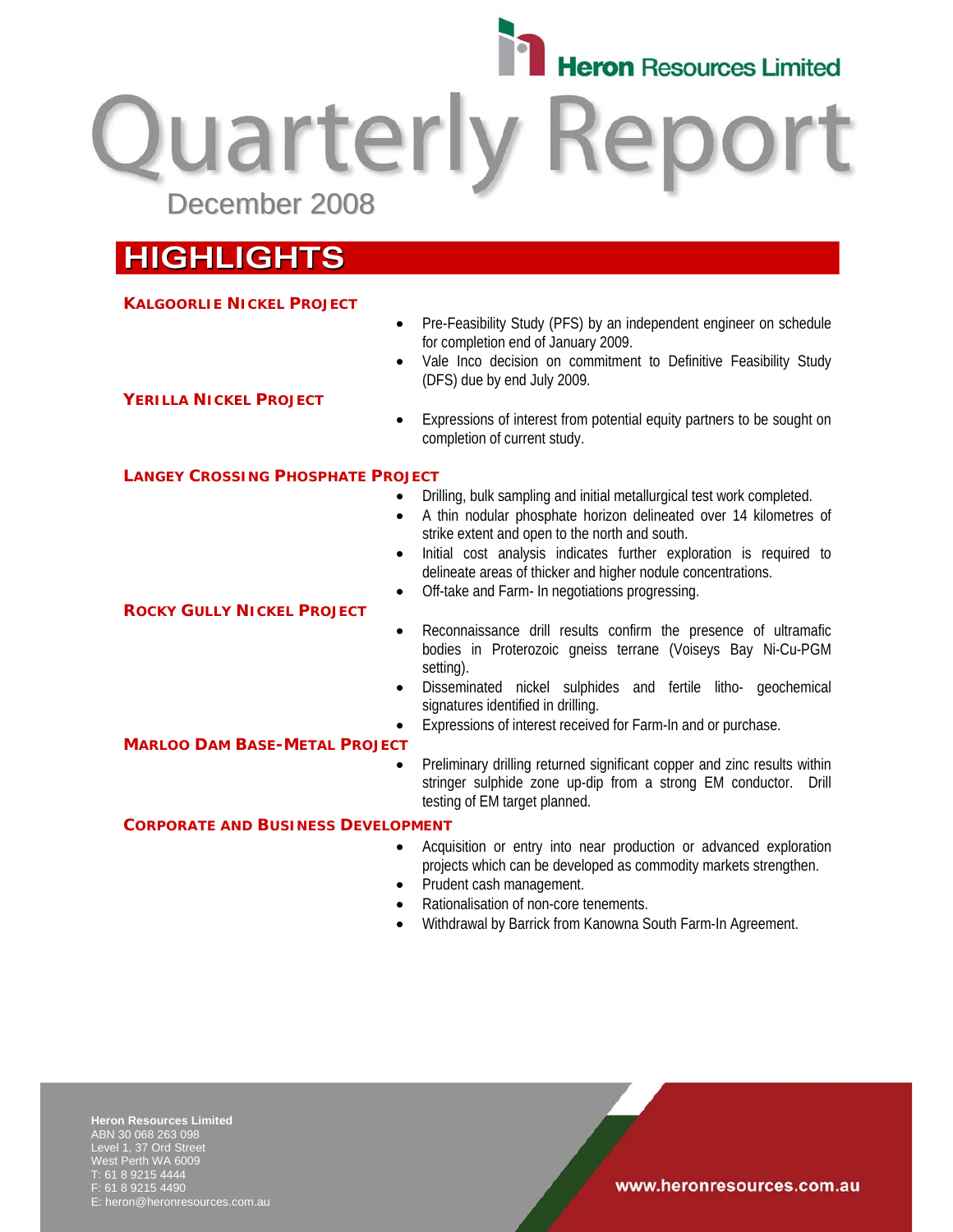Heron Resources Limited

# Quarterly Report

December 2008

## HIGHLIGHTS

### KALGOORLIE NICKEL PROJECT

### YERILLA NICKEL PROJECT

- Pre-Feasibility Study (PFS) by an independent engineer on schedule for completion end of January 2009.
- Vale Inco decision on commitment to Definitive Feasibility Study (DFS) due by end July 2009.
- Expressions of interest from potential equity partners to be sought on completion of current study.

### LANGEY CROSSING PHOSPHATE PROJECT

- Drilling, bulk sampling and initial metallurgical test work completed.
- A thin nodular phosphate horizon delineated over 14 kilometres of strike extent and open to the north and south.
- Initial cost analysis indicates further exploration is required to delineate areas of thicker and higher nodule concentrations.
- Off-take and Farm- In negotiations progressing.

### ROCKY GULLY NICKEL PROJECT

- Reconnaissance drill results confirm the presence of ultramafic bodies in Proterozoic gneiss terrane (Voiseys Bay Ni-Cu-PGM setting).
- Disseminated nickel sulphides and fertile litho- geochemical signatures identified in drilling.
- Expressions of interest received for Farm-In and or purchase.

### MARLOO DAM BASE-METAL PROJECT

- Preliminary drilling returned significant copper and zinc results within stringer sulphide zone up-dip from a strong EM conductor. Drill testing of EM target planned.

### CORPORATE AND BUSINESS DEVELOPMENT

- Acquisition or entry into near production or advanced exploration projects which can be developed as commodity markets strengthen.
- Prudent cash management.
- Rationalisation of non-core tenements.
- Withdrawal by Barrick from Kanowna South Farm-In Agreement.

**Heron Resources Limited**
ABN 30 068 263 098
Level 1, 37 Ord Street
West Perth WA 6009
T: 61 8 9215 4444
F: 61 8 9215 4490
E: heron@heronresources.com.au

www.heronresources.com.au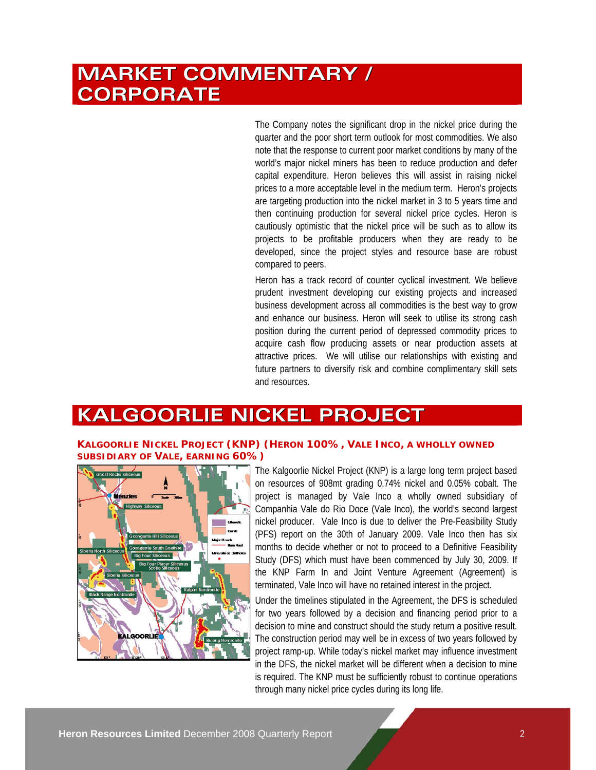# MARKET COMMENTARY / CORPORATE

The Company notes the significant drop in the nickel price during the quarter and the poor short term outlook for most commodities. We also note that the response to current poor market conditions by many of the world's major nickel miners has been to reduce production and defer capital expenditure. Heron believes this will assist in raising nickel prices to a more acceptable level in the medium term. Heron's projects are targeting production into the nickel market in 3 to 5 years time and then continuing production for several nickel price cycles. Heron is cautiously optimistic that the nickel price will be such as to allow its projects to be profitable producers when they are ready to be developed, since the project styles and resource base are robust compared to peers.

Heron has a track record of counter cyclical investment. We believe prudent investment developing our existing projects and increased business development across all commodities is the best way to grow and enhance our business. Heron will seek to utilise its strong cash position during the current period of depressed commodity prices to acquire cash flow producing assets or near production assets at attractive prices. We will utilise our relationships with existing and future partners to diversify risk and combine complimentary skill sets and resources.

# KALGOORLIE NICKEL PROJECT

### KALGOORLIE NICKEL PROJECT (KNP) (HERON 100%, VALE INCO, A WHOLLY OWNED SUBSIDIARY OF VALE, EARNING 60%)

The Kalgoorlie Nickel Project (KNP) is a large long term project based on resources of 908mt grading 0.74% nickel and 0.05% cobalt. The project is managed by Vale Inco a wholly owned subsidiary of Companhia Vale do Rio Doce (Vale Inco), the world's second largest nickel producer. Vale Inco is due to deliver the Pre-Feasibility Study (PFS) report on the 30th of January 2009. Vale Inco then has six months to decide whether or not to proceed to a Definitive Feasibility Study (DFS) which must have been commenced by July 30, 2009. If the KNP Farm In and Joint Venture Agreement (Agreement) is terminated, Vale Inco will have no retained interest in the project.

Under the timelines stipulated in the Agreement, the DFS is scheduled for two years followed by a decision and financing period prior to a decision to mine and construct should the study return a positive result. The construction period may well be in excess of two years followed by project ramp-up. While today's nickel market may influence investment in the DFS, the nickel market will be different when a decision to mine is required. The KNP must be sufficiently robust to continue operations through many nickel price cycles during its long life.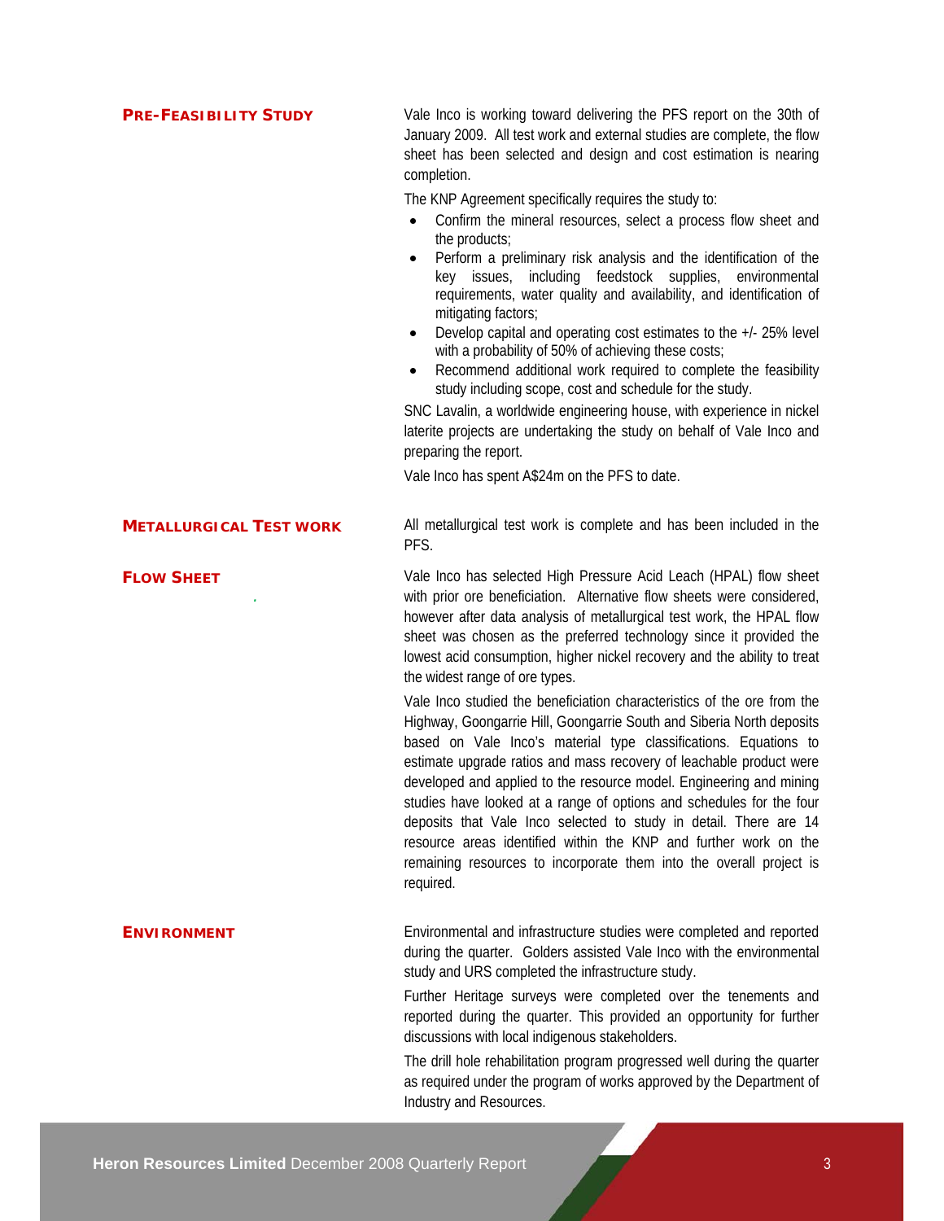## PRE-FEASIBILITY STUDY

Vale Inco is working toward delivering the PFS report on the 30th of January 2009. All test work and external studies are complete, the flow sheet has been selected and design and cost estimation is nearing completion.

The KNP Agreement specifically requires the study to:

- Confirm the mineral resources, select a process flow sheet and the products;
- Perform a preliminary risk analysis and the identification of the key issues, including feedstock supplies, environmental requirements, water quality and availability, and identification of mitigating factors;
- Develop capital and operating cost estimates to the +/- 25% level with a probability of 50% of achieving these costs;
- Recommend additional work required to complete the feasibility study including scope, cost and schedule for the study.

SNC Lavalin, a worldwide engineering house, with experience in nickel laterite projects are undertaking the study on behalf of Vale Inco and preparing the report.

Vale Inco has spent A$24m on the PFS to date.

## METALLURGICAL TEST WORK

All metallurgical test work is complete and has been included in the PFS.

## FLOW SHEET

Vale Inco has selected High Pressure Acid Leach (HPAL) flow sheet with prior ore beneficiation. Alternative flow sheets were considered, however after data analysis of metallurgical test work, the HPAL flow sheet was chosen as the preferred technology since it provided the lowest acid consumption, higher nickel recovery and the ability to treat the widest range of ore types.

Vale Inco studied the beneficiation characteristics of the ore from the Highway, Goongarrie Hill, Goongarrie South and Siberia North deposits based on Vale Inco's material type classifications. Equations to estimate upgrade ratios and mass recovery of leachable product were developed and applied to the resource model. Engineering and mining studies have looked at a range of options and schedules for the four deposits that Vale Inco selected to study in detail. There are 14 resource areas identified within the KNP and further work on the remaining resources to incorporate them into the overall project is required.

## ENVIRONMENT

Environmental and infrastructure studies were completed and reported during the quarter. Golders assisted Vale Inco with the environmental study and URS completed the infrastructure study.

Further Heritage surveys were completed over the tenements and reported during the quarter. This provided an opportunity for further discussions with local indigenous stakeholders.

The drill hole rehabilitation program progressed well during the quarter as required under the program of works approved by the Department of Industry and Resources.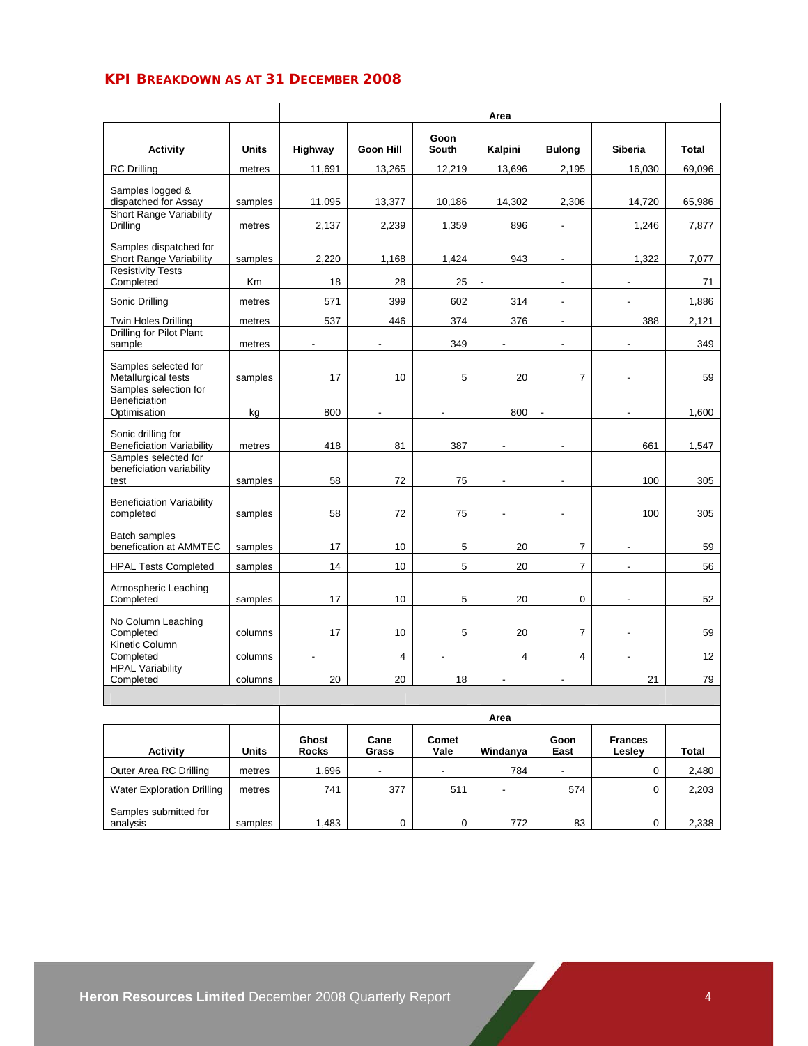## KPI BREAKDOWN AS AT 31 DECEMBER 2008

| | | Area | | | | | | |
|---|---|---|---|---|---|---|---|---|
| **Activity** | **Units** | **Highway** | **Goon Hill** | **Goon South** | **Kalpini** | **Bulong** | **Siberia** | **Total** |
| RC Drilling | metres | 11,691 | 13,265 | 12,219 | 13,696 | 2,195 | 16,030 | 69,096 |
| Samples logged & dispatched for Assay | samples | 11,095 | 13,377 | 10,186 | 14,302 | 2,306 | 14,720 | 65,986 |
| Short Range Variability Drilling | metres | 2,137 | 2,239 | 1,359 | 896 | - | 1,246 | 7,877 |
| Samples dispatched for Short Range Variability | samples | 2,220 | 1,168 | 1,424 | 943 | - | 1,322 | 7,077 |
| Resistivity Tests Completed | Km | 18 | 28 | 25 | - | - | - | 71 |
| Sonic Drilling | metres | 571 | 399 | 602 | 314 | - | - | 1,886 |
| Twin Holes Drilling | metres | 537 | 446 | 374 | 376 | - | 388 | 2,121 |
| Drilling for Pilot Plant sample | metres | - | - | 349 | - | - | - | 349 |
| Samples selected for Metallurgical tests | samples | 17 | 10 | 5 | 20 | 7 | - | 59 |
| Samples selection for Beneficiation Optimisation | kg | 800 | - | - | 800 | - | - | 1,600 |
| Sonic drilling for Beneficiation Variability | metres | 418 | 81 | 387 | - | - | 661 | 1,547 |
| Samples selected for beneficiation variability test | samples | 58 | 72 | 75 | - | - | 100 | 305 |
| Beneficiation Variability completed | samples | 58 | 72 | 75 | - | - | 100 | 305 |
| Batch samples benefication at AMMTEC | samples | 17 | 10 | 5 | 20 | 7 | - | 59 |
| HPAL Tests Completed | samples | 14 | 10 | 5 | 20 | 7 | - | 56 |
| Atmospheric Leaching Completed | samples | 17 | 10 | 5 | 20 | 0 | - | 52 |
| No Column Leaching Completed | columns | 17 | 10 | 5 | 20 | 7 | - | 59 |
| Kinetic Column Completed | columns | - | 4 | - | 4 | 4 | - | 12 |
| HPAL Variability Completed | columns | 20 | 20 | 18 | - | - | 21 | 79 |

| | | Area | | | | | | |
|---|---|---|---|---|---|---|---|---|
| **Activity** | **Units** | **Ghost Rocks** | **Cane Grass** | **Comet Vale** | **Windanya** | **Goon East** | **Frances Lesley** | **Total** |
| Outer Area RC Drilling | metres | 1,696 | - | - | 784 | - | 0 | 2,480 |
| Water Exploration Drilling | metres | 741 | 377 | 511 | - | 574 | 0 | 2,203 |
| Samples submitted for analysis | samples | 1,483 | 0 | 0 | 772 | 83 | 0 | 2,338 |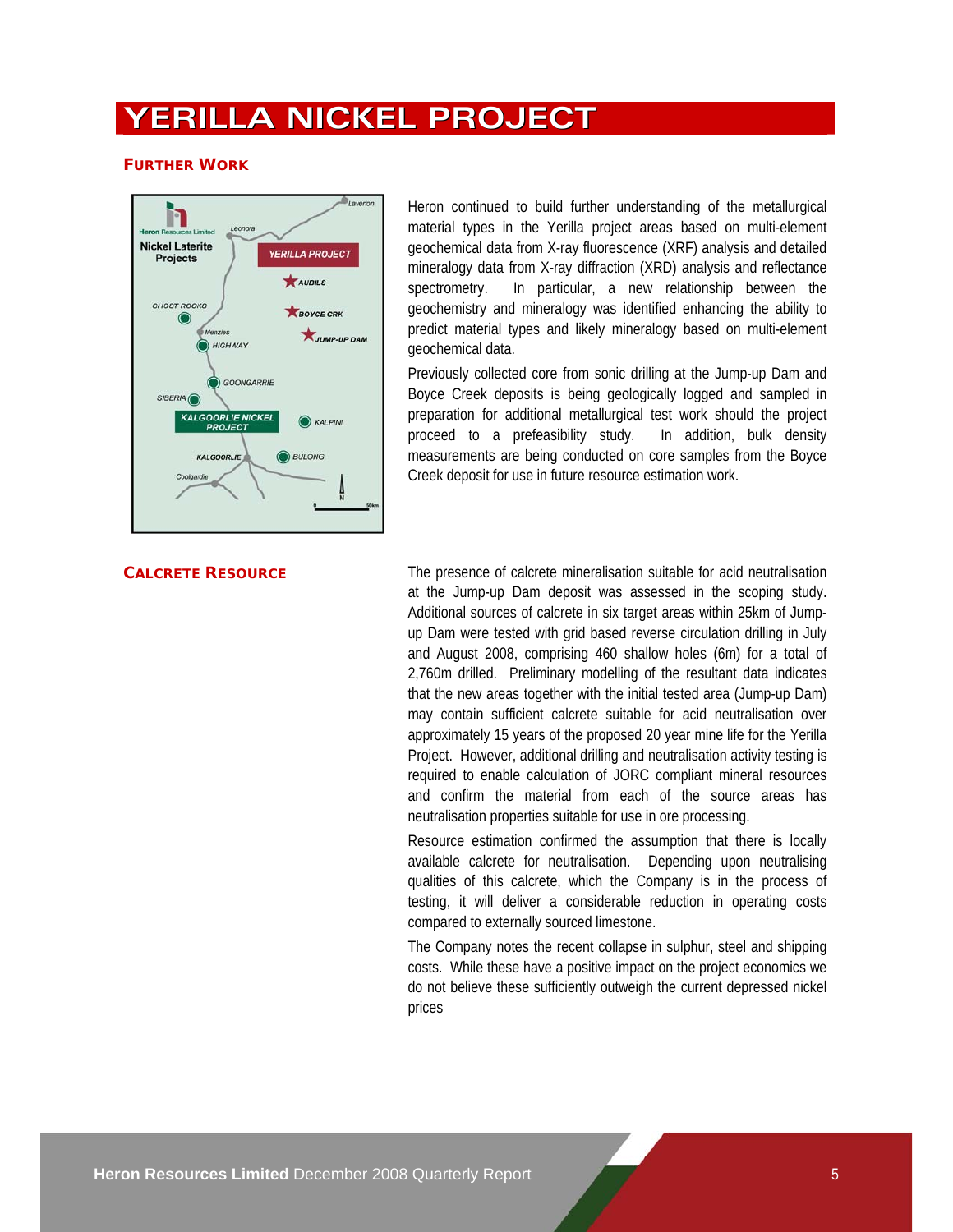# YERILLA NICKEL PROJECT

## FURTHER WORK

Heron continued to build further understanding of the metallurgical material types in the Yerilla project areas based on multi-element geochemical data from X-ray fluorescence (XRF) analysis and detailed mineralogy data from X-ray diffraction (XRD) analysis and reflectance spectrometry. In particular, a new relationship between the geochemistry and mineralogy was identified enhancing the ability to predict material types and likely mineralogy based on multi-element geochemical data.

Previously collected core from sonic drilling at the Jump-up Dam and Boyce Creek deposits is being geologically logged and sampled in preparation for additional metallurgical test work should the project proceed to a prefeasibility study. In addition, bulk density measurements are being conducted on core samples from the Boyce Creek deposit for use in future resource estimation work.

## CALCRETE RESOURCE

The presence of calcrete mineralisation suitable for acid neutralisation at the Jump-up Dam deposit was assessed in the scoping study. Additional sources of calcrete in six target areas within 25km of Jump-up Dam were tested with grid based reverse circulation drilling in July and August 2008, comprising 460 shallow holes (6m) for a total of 2,760m drilled. Preliminary modelling of the resultant data indicates that the new areas together with the initial tested area (Jump-up Dam) may contain sufficient calcrete suitable for acid neutralisation over approximately 15 years of the proposed 20 year mine life for the Yerilla Project. However, additional drilling and neutralisation activity testing is required to enable calculation of JORC compliant mineral resources and confirm the material from each of the source areas has neutralisation properties suitable for use in ore processing.

Resource estimation confirmed the assumption that there is locally available calcrete for neutralisation. Depending upon neutralising qualities of this calcrete, which the Company is in the process of testing, it will deliver a considerable reduction in operating costs compared to externally sourced limestone.

The Company notes the recent collapse in sulphur, steel and shipping costs. While these have a positive impact on the project economics we do not believe these sufficiently outweigh the current depressed nickel prices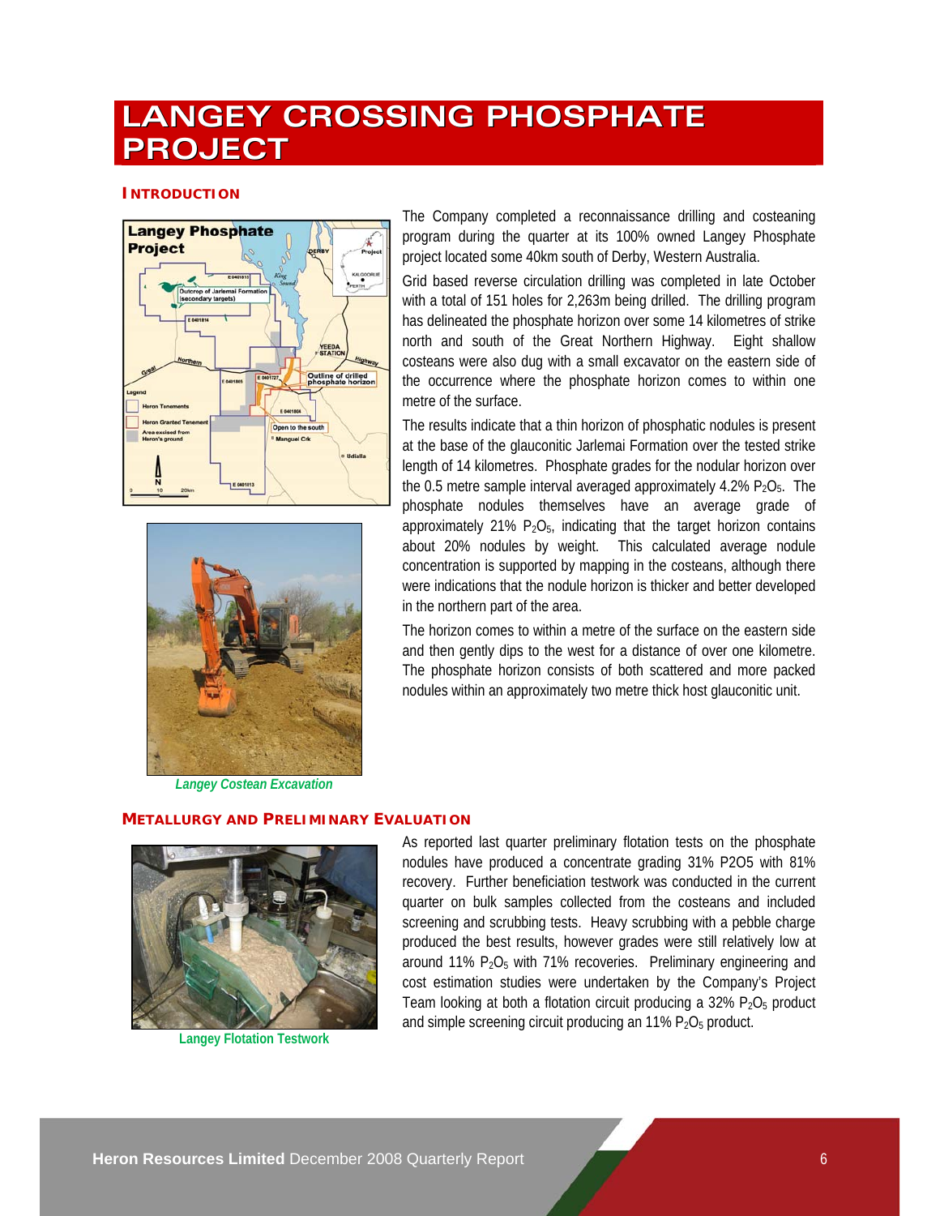# LANGEY CROSSING PHOSPHATE PROJECT

## INTRODUCTION

The Company completed a reconnaissance drilling and costeaning program during the quarter at its 100% owned Langey Phosphate project located some 40km south of Derby, Western Australia.

Grid based reverse circulation drilling was completed in late October with a total of 151 holes for 2,263m being drilled. The drilling program has delineated the phosphate horizon over some 14 kilometres of strike north and south of the Great Northern Highway. Eight shallow costeans were also dug with a small excavator on the eastern side of the occurrence where the phosphate horizon comes to within one metre of the surface.

The results indicate that a thin horizon of phosphatic nodules is present at the base of the glauconitic Jarlemai Formation over the tested strike length of 14 kilometres. Phosphate grades for the nodular horizon over the 0.5 metre sample interval averaged approximately 4.2% $P_2O_5$. The phosphate nodules themselves have an average grade of approximately 21% $P_2O_5$, indicating that the target horizon contains about 20% nodules by weight. This calculated average nodule concentration is supported by mapping in the costeans, although there were indications that the nodule horizon is thicker and better developed in the northern part of the area.

The horizon comes to within a metre of the surface on the eastern side and then gently dips to the west for a distance of over one kilometre. The phosphate horizon consists of both scattered and more packed nodules within an approximately two metre thick host glauconitic unit.

*Langey Costean Excavation*

## METALLURGY AND PRELIMINARY EVALUATION

As reported last quarter preliminary flotation tests on the phosphate nodules have produced a concentrate grading 31% P2O5 with 81% recovery. Further beneficiation testwork was conducted in the current quarter on bulk samples collected from the costeans and included screening and scrubbing tests. Heavy scrubbing with a pebble charge produced the best results, however grades were still relatively low at around 11% $P_2O_5$ with 71% recoveries. Preliminary engineering and cost estimation studies were undertaken by the Company's Project Team looking at both a flotation circuit producing a 32% $P_2O_5$ product and simple screening circuit producing an 11% $P_2O_5$ product.

Langey Flotation Testwork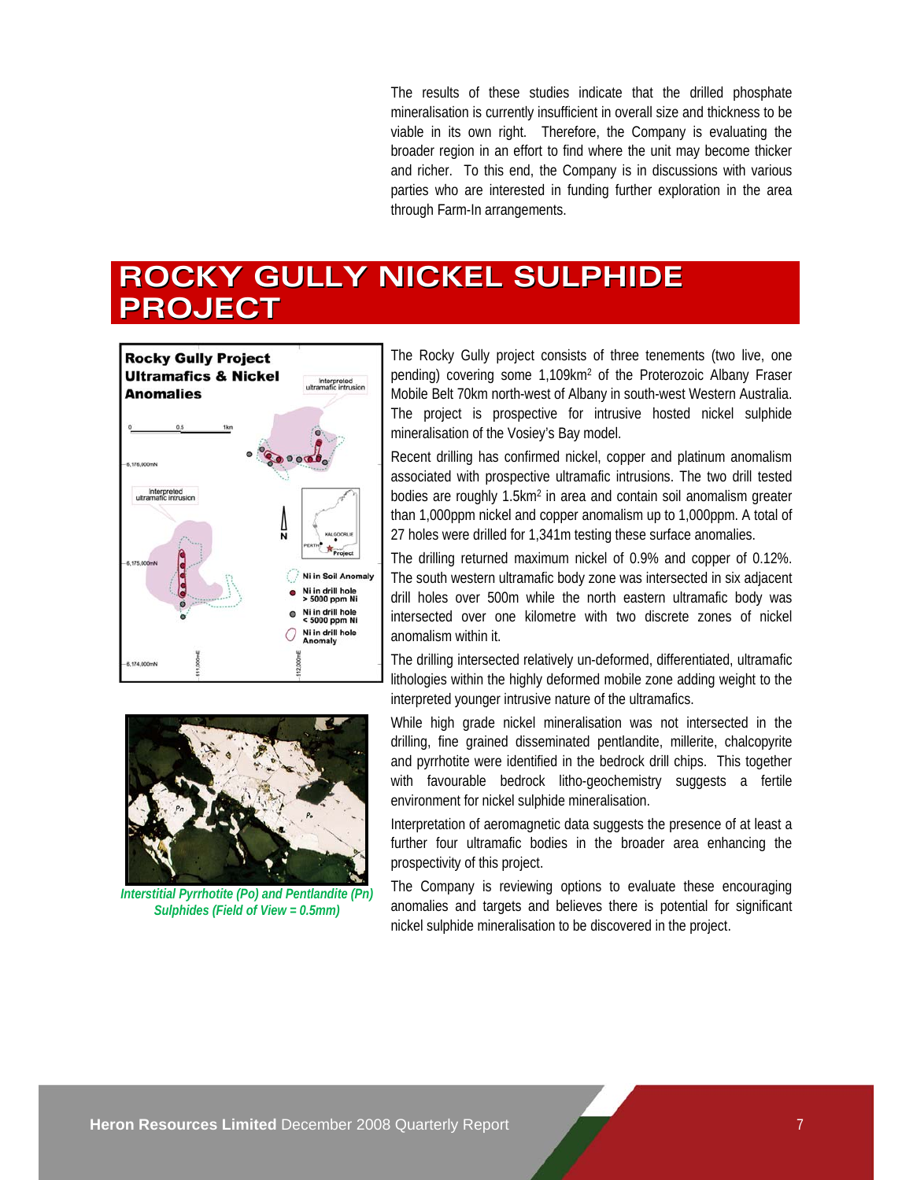The results of these studies indicate that the drilled phosphate mineralisation is currently insufficient in overall size and thickness to be viable in its own right. Therefore, the Company is evaluating the broader region in an effort to find where the unit may become thicker and richer. To this end, the Company is in discussions with various parties who are interested in funding further exploration in the area through Farm-In arrangements.

# ROCKY GULLY NICKEL SULPHIDE PROJECT

The Rocky Gully project consists of three tenements (two live, one pending) covering some 1,109km$^2$ of the Proterozoic Albany Fraser Mobile Belt 70km north-west of Albany in south-west Western Australia. The project is prospective for intrusive hosted nickel sulphide mineralisation of the Vosiey's Bay model.

Recent drilling has confirmed nickel, copper and platinum anomalism associated with prospective ultramafic intrusions. The two drill tested bodies are roughly 1.5km$^2$ in area and contain soil anomalism greater than 1,000ppm nickel and copper anomalism up to 1,000ppm. A total of 27 holes were drilled for 1,341m testing these surface anomalies.

The drilling returned maximum nickel of 0.9% and copper of 0.12%. The south western ultramafic body zone was intersected in six adjacent drill holes over 500m while the north eastern ultramafic body was intersected over one kilometre with two discrete zones of nickel anomalism within it.

The drilling intersected relatively un-deformed, differentiated, ultramafic lithologies within the highly deformed mobile zone adding weight to the interpreted younger intrusive nature of the ultramafics.

While high grade nickel mineralisation was not intersected in the drilling, fine grained disseminated pentlandite, millerite, chalcopyrite and pyrrhotite were identified in the bedrock drill chips. This together with favourable bedrock litho-geochemistry suggests a fertile environment for nickel sulphide mineralisation.

Interpretation of aeromagnetic data suggests the presence of at least a further four ultramafic bodies in the broader area enhancing the prospectivity of this project.

The Company is reviewing options to evaluate these encouraging anomalies and targets and believes there is potential for significant nickel sulphide mineralisation to be discovered in the project.

*Interstitial Pyrrhotite (Po) and Pentlandite (Pn) Sulphides (Field of View = 0.5mm)*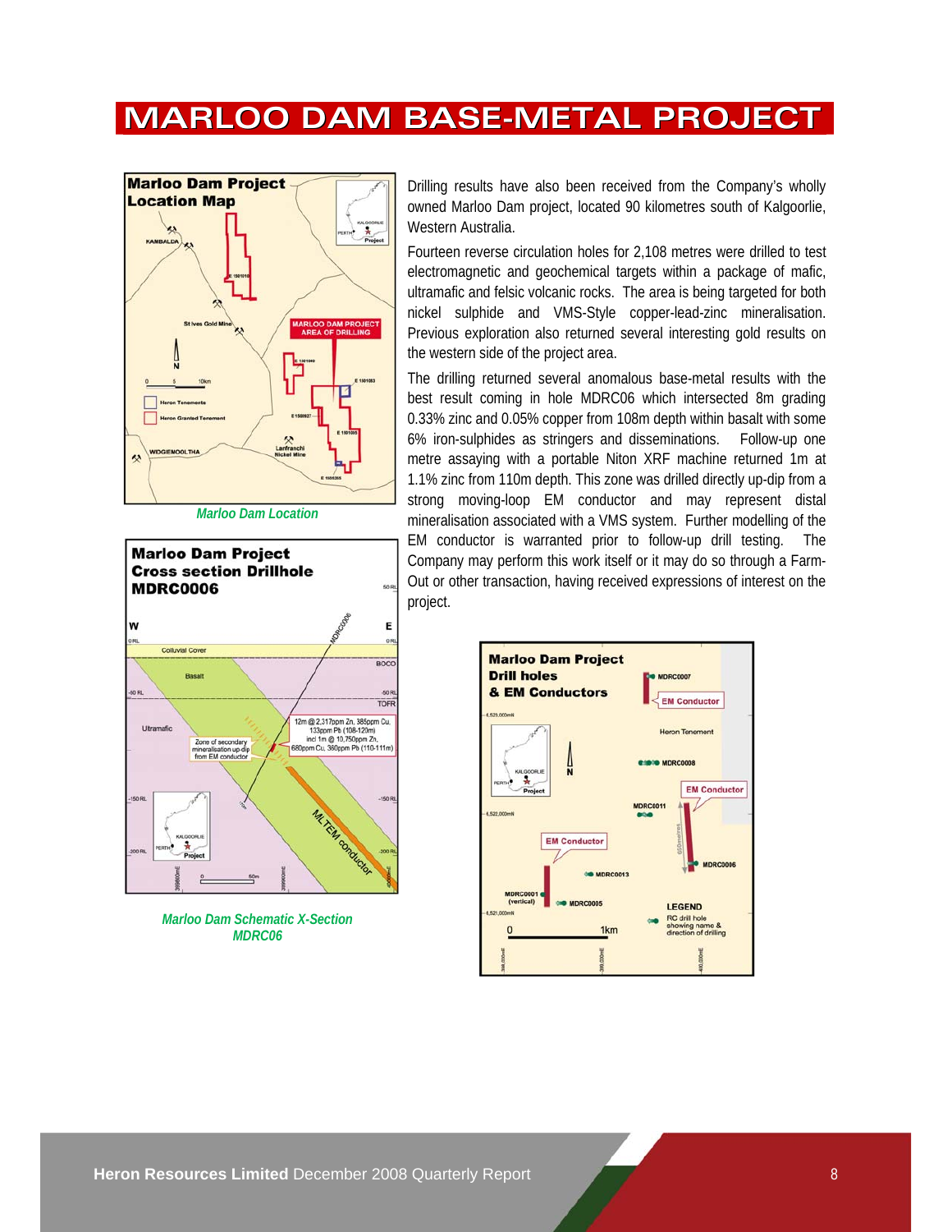# MARLOO DAM BASE-METAL PROJECT

Drilling results have also been received from the Company's wholly owned Marloo Dam project, located 90 kilometres south of Kalgoorlie, Western Australia.

Fourteen reverse circulation holes for 2,108 metres were drilled to test electromagnetic and geochemical targets within a package of mafic, ultramafic and felsic volcanic rocks. The area is being targeted for both nickel sulphide and VMS-Style copper-lead-zinc mineralisation. Previous exploration also returned several interesting gold results on the western side of the project area.

The drilling returned several anomalous base-metal results with the best result coming in hole MDRC06 which intersected 8m grading 0.33% zinc and 0.05% copper from 108m depth within basalt with some 6% iron-sulphides as stringers and disseminations. Follow-up one metre assaying with a portable Niton XRF machine returned 1m at 1.1% zinc from 110m depth. This zone was drilled directly up-dip from a strong moving-loop EM conductor and may represent distal mineralisation associated with a VMS system. Further modelling of the EM conductor is warranted prior to follow-up drill testing. The Company may perform this work itself or it may do so through a Farm-Out or other transaction, having received expressions of interest on the project.

*Marloo Dam Location*

*Marloo Dam Schematic X-Section MDRC06*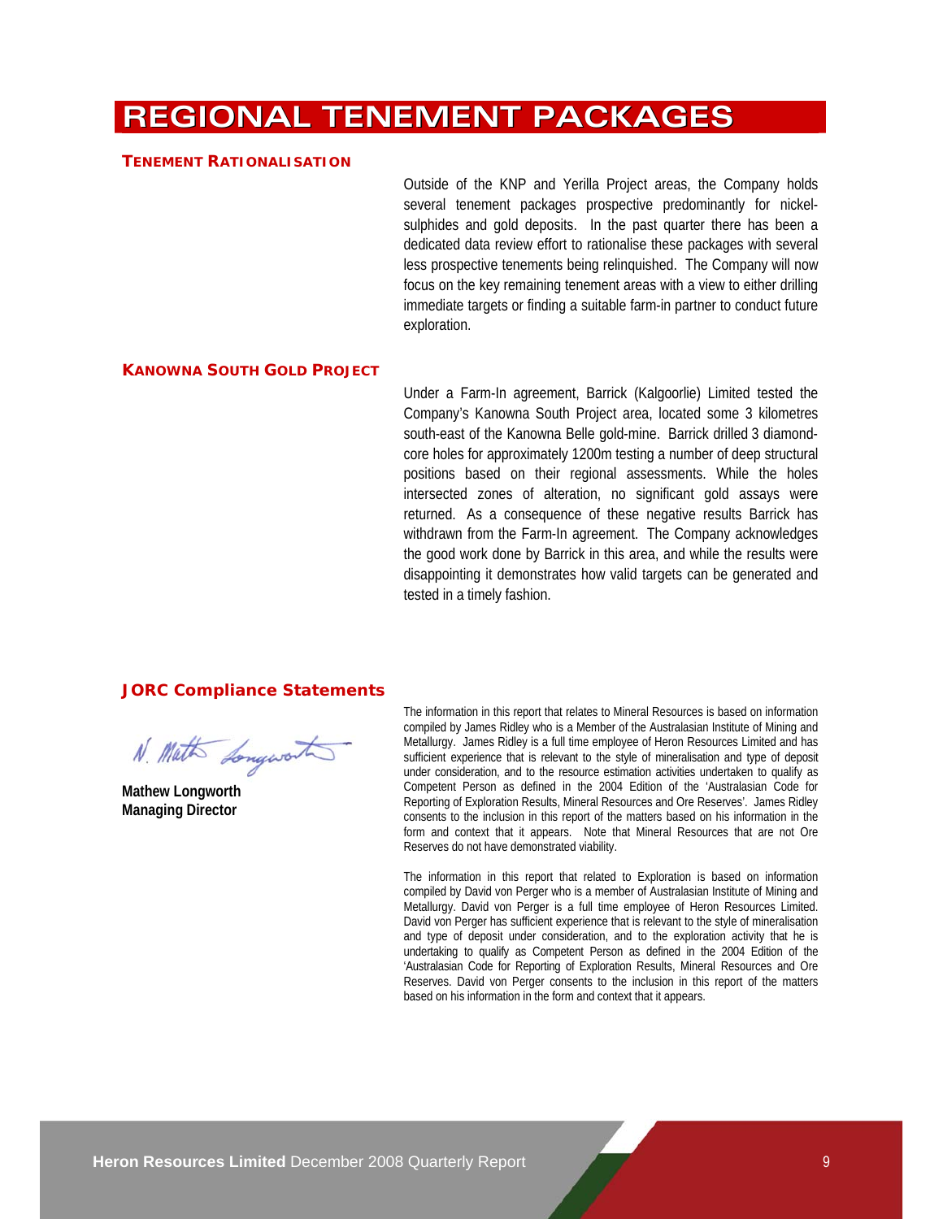# REGIONAL TENEMENT PACKAGES

## TENEMENT RATIONALISATION

Outside of the KNP and Yerilla Project areas, the Company holds several tenement packages prospective predominantly for nickel-sulphides and gold deposits. In the past quarter there has been a dedicated data review effort to rationalise these packages with several less prospective tenements being relinquished. The Company will now focus on the key remaining tenement areas with a view to either drilling immediate targets or finding a suitable farm-in partner to conduct future exploration.

## KANOWNA SOUTH GOLD PROJECT

Under a Farm-In agreement, Barrick (Kalgoorlie) Limited tested the Company's Kanowna South Project area, located some 3 kilometres south-east of the Kanowna Belle gold-mine. Barrick drilled 3 diamond-core holes for approximately 1200m testing a number of deep structural positions based on their regional assessments. While the holes intersected zones of alteration, no significant gold assays were returned. As a consequence of these negative results Barrick has withdrawn from the Farm-In agreement. The Company acknowledges the good work done by Barrick in this area, and while the results were disappointing it demonstrates how valid targets can be generated and tested in a timely fashion.

## JORC Compliance Statements

**Mathew Longworth**
**Managing Director**

The information in this report that relates to Mineral Resources is based on information compiled by James Ridley who is a Member of the Australasian Institute of Mining and Metallurgy. James Ridley is a full time employee of Heron Resources Limited and has sufficient experience that is relevant to the style of mineralisation and type of deposit under consideration, and to the resource estimation activities undertaken to qualify as Competent Person as defined in the 2004 Edition of the 'Australasian Code for Reporting of Exploration Results, Mineral Resources and Ore Reserves'. James Ridley consents to the inclusion in this report of the matters based on his information in the form and context that it appears. Note that Mineral Resources that are not Ore Reserves do not have demonstrated viability.

The information in this report that related to Exploration is based on information compiled by David von Perger who is a member of Australasian Institute of Mining and Metallurgy. David von Perger is a full time employee of Heron Resources Limited. David von Perger has sufficient experience that is relevant to the style of mineralisation and type of deposit under consideration, and to the exploration activity that he is undertaking to qualify as Competent Person as defined in the 2004 Edition of the 'Australasian Code for Reporting of Exploration Results, Mineral Resources and Ore Reserves. David von Perger consents to the inclusion in this report of the matters based on his information in the form and context that it appears.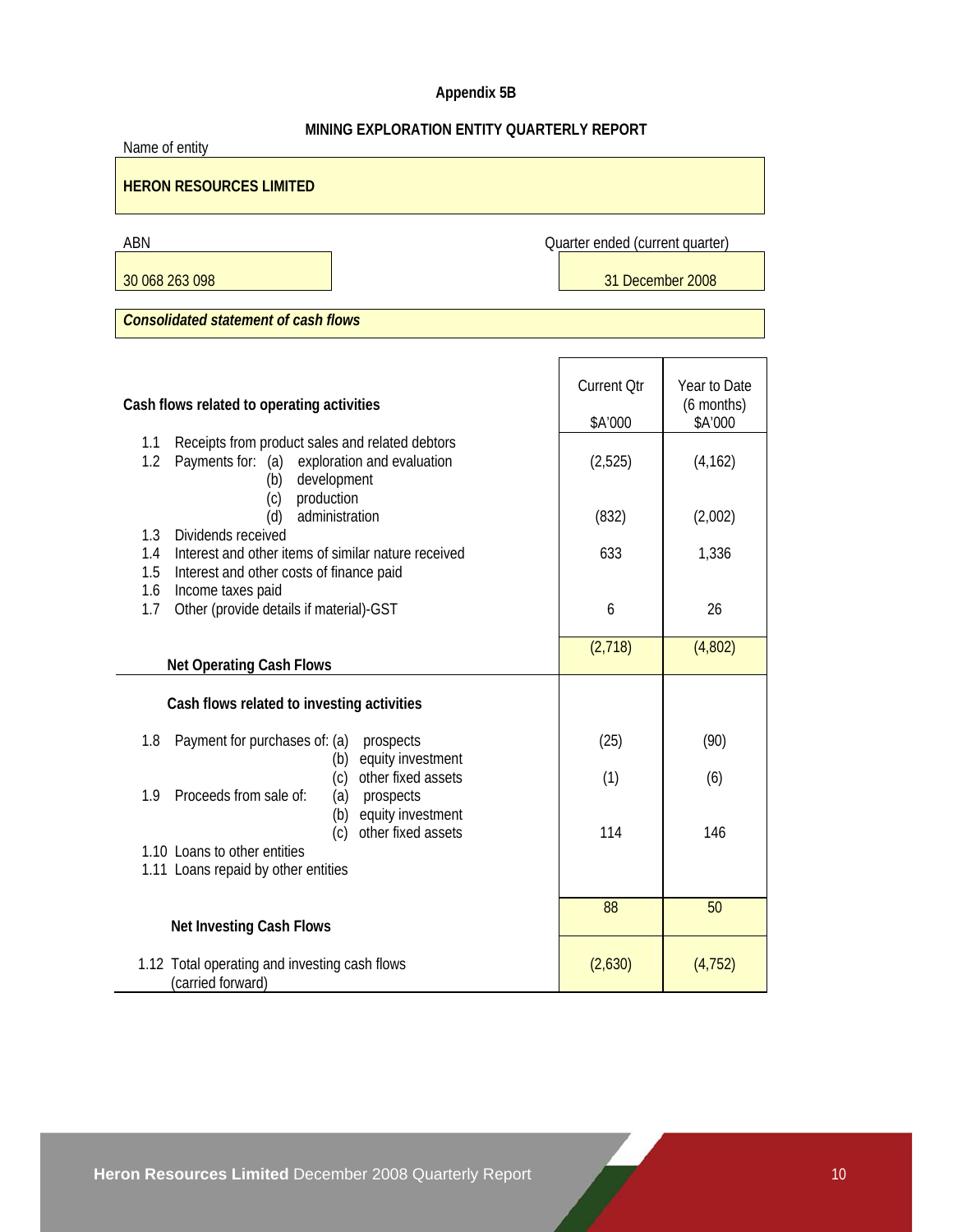**Appendix 5B**

**MINING EXPLORATION ENTITY QUARTERLY REPORT**

Name of entity

**HERON RESOURCES LIMITED**

| ABN | Quarter ended (current quarter) |
|---|---|
| 30 068 263 098 | 31 December 2008 |

***Consolidated statement of cash flows***

| **Cash flows related to operating activities** | Current Qtr $A'000 | Year to Date (6 months) $A'000 |
|---|---|---|
| 1.1 Receipts from product sales and related debtors | | |
| 1.2 Payments for: (a) exploration and evaluation | (2,525) | (4,162) |
| (b) development | | |
| (c) production | | |
| (d) administration | (832) | (2,002) |
| 1.3 Dividends received | | |
| 1.4 Interest and other items of similar nature received | 633 | 1,336 |
| 1.5 Interest and other costs of finance paid | | |
| 1.6 Income taxes paid | | |
| 1.7 Other (provide details if material)-GST | 6 | 26 |
| **Net Operating Cash Flows** | (2,718) | (4,802) |
| **Cash flows related to investing activities** | | |
| 1.8 Payment for purchases of: (a) prospects | (25) | (90) |
| (b) equity investment | | |
| (c) other fixed assets | (1) | (6) |
| 1.9 Proceeds from sale of: (a) prospects | | |
| (b) equity investment | | |
| (c) other fixed assets | 114 | 146 |
| 1.10 Loans to other entities | | |
| 1.11 Loans repaid by other entities | | |
| **Net Investing Cash Flows** | 88 | 50 |
| 1.12 Total operating and investing cash flows (carried forward) | (2,630) | (4,752) |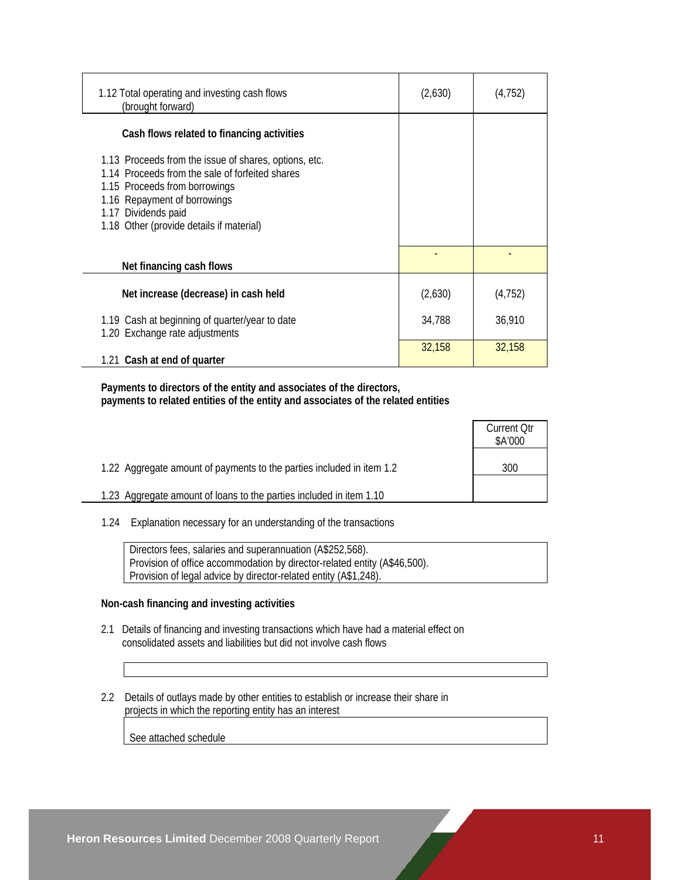| | | |
|---|---|---|
| 1.12 Total operating and investing cash flows (brought forward) | (2,630) | (4,752) |
| **Cash flows related to financing activities** | | |
| 1.13 Proceeds from the issue of shares, options, etc. | | |
| 1.14 Proceeds from the sale of forfeited shares | | |
| 1.15 Proceeds from borrowings | | |
| 1.16 Repayment of borrowings | | |
| 1.17 Dividends paid | | |
| 1.18 Other (provide details if material) | | |
| **Net financing cash flows** | - | - |
| **Net increase (decrease) in cash held** | (2,630) | (4,752) |
| 1.19 Cash at beginning of quarter/year to date | 34,788 | 36,910 |
| 1.20 Exchange rate adjustments | | |
| 1.21 **Cash at end of quarter** | 32,158 | 32,158 |

**Payments to directors of the entity and associates of the directors, payments to related entities of the entity and associates of the related entities**

| | Current Qtr $A'000 |
|---|---|
| 1.22 Aggregate amount of payments to the parties included in item 1.2 | 300 |
| 1.23 Aggregate amount of loans to the parties included in item 1.10 | |

1.24 Explanation necessary for an understanding of the transactions

Directors fees, salaries and superannuation (A$252,568).
Provision of office accommodation by director-related entity (A$46,500).
Provision of legal advice by director-related entity (A$1,248).

**Non-cash financing and investing activities**

2.1 Details of financing and investing transactions which have had a material effect on consolidated assets and liabilities but did not involve cash flows

2.2 Details of outlays made by other entities to establish or increase their share in projects in which the reporting entity has an interest

See attached schedule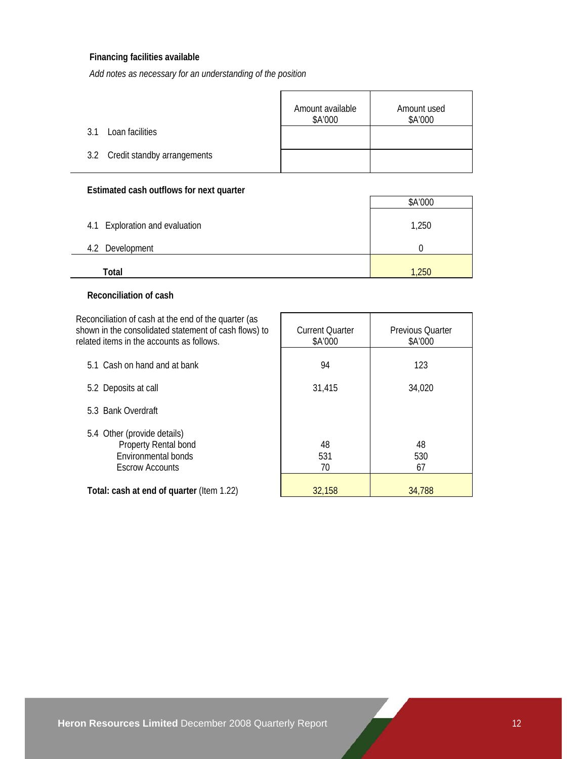### Financing facilities available

*Add notes as necessary for an understanding of the position*

| | Amount available $A'000 | Amount used $A'000 |
|---|---|---|
| 3.1 Loan facilities | | |
| 3.2 Credit standby arrangements | | |

### Estimated cash outflows for next quarter

| | $A'000 |
|---|---|
| 4.1 Exploration and evaluation | 1,250 |
| 4.2 Development | 0 |
| **Total** | 1,250 |

### Reconciliation of cash

| Reconciliation of cash at the end of the quarter (as shown in the consolidated statement of cash flows) to related items in the accounts as follows. | Current Quarter $A'000 | Previous Quarter $A'000 |
|---|---|---|
| 5.1 Cash on hand and at bank | 94 | 123 |
| 5.2 Deposits at call | 31,415 | 34,020 |
| 5.3 Bank Overdraft | | |
| 5.4 Other (provide details) | | |
| Property Rental bond | 48 | 48 |
| Environmental bonds | 531 | 530 |
| Escrow Accounts | 70 | 67 |
| **Total: cash at end of quarter** (Item 1.22) | 32,158 | 34,788 |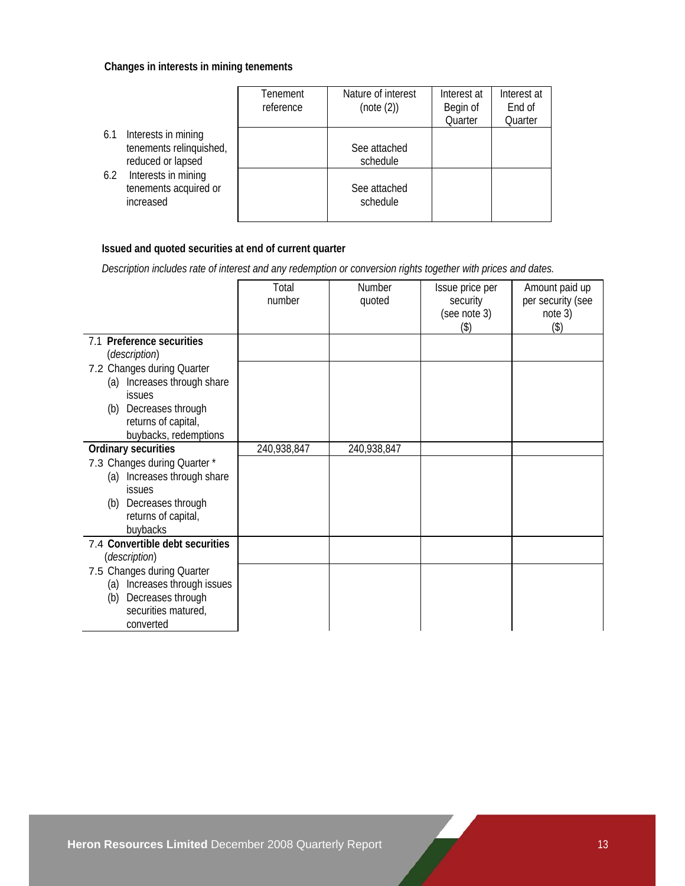**Changes in interests in mining tenements**

| | Tenement reference | Nature of interest (note (2)) | Interest at Begin of Quarter | Interest at End of Quarter |
|---|---|---|---|---|
| 6.1 Interests in mining tenements relinquished, reduced or lapsed | | See attached schedule | | |
| 6.2 Interests in mining tenements acquired or increased | | See attached schedule | | |

**Issued and quoted securities at end of current quarter**

*Description includes rate of interest and any redemption or conversion rights together with prices and dates.*

| | Total number | Number quoted | Issue price per security (see note 3) ($) | Amount paid up per security (see note 3) ($) |
|---|---|---|---|---|
| 7.1 **Preference securities** (*description*) | | | | |
| 7.2 Changes during Quarter (a) Increases through share issues (b) Decreases through returns of capital, buybacks, redemptions | | | | |
| **Ordinary securities** | 240,938,847 | 240,938,847 | | |
| 7.3 Changes during Quarter * (a) Increases through share issues (b) Decreases through returns of capital, buybacks | | | | |
| 7.4 **Convertible debt securities** (*description*) | | | | |
| 7.5 Changes during Quarter (a) Increases through issues (b) Decreases through securities matured, converted | | | | |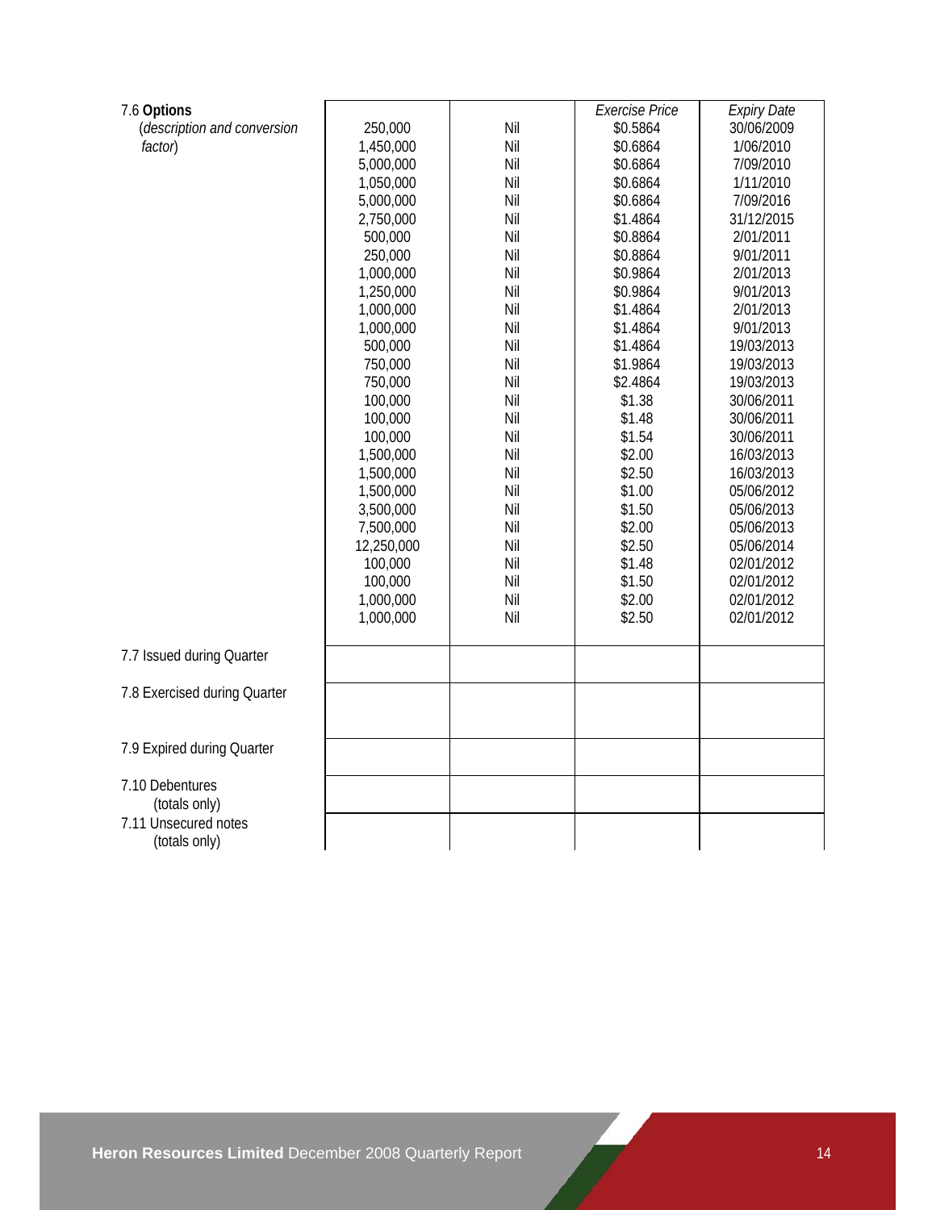| | | | Exercise Price | Expiry Date |
|---|---|---|---|---|
| 7.6 **Options** (*description and conversion factor*) | 250,000 | Nil | $0.5864 | 30/06/2009 |
| | 1,450,000 | Nil | $0.6864 | 1/06/2010 |
| | 5,000,000 | Nil | $0.6864 | 7/09/2010 |
| | 1,050,000 | Nil | $0.6864 | 1/11/2010 |
| | 5,000,000 | Nil | $0.6864 | 7/09/2016 |
| | 2,750,000 | Nil | $1.4864 | 31/12/2015 |
| | 500,000 | Nil | $0.8864 | 2/01/2011 |
| | 250,000 | Nil | $0.8864 | 9/01/2011 |
| | 1,000,000 | Nil | $0.9864 | 2/01/2013 |
| | 1,250,000 | Nil | $0.9864 | 9/01/2013 |
| | 1,000,000 | Nil | $1.4864 | 2/01/2013 |
| | 1,000,000 | Nil | $1.4864 | 9/01/2013 |
| | 500,000 | Nil | $1.4864 | 19/03/2013 |
| | 750,000 | Nil | $1.9864 | 19/03/2013 |
| | 750,000 | Nil | $2.4864 | 19/03/2013 |
| | 100,000 | Nil | $1.38 | 30/06/2011 |
| | 100,000 | Nil | $1.48 | 30/06/2011 |
| | 100,000 | Nil | $1.54 | 30/06/2011 |
| | 1,500,000 | Nil | $2.00 | 16/03/2013 |
| | 1,500,000 | Nil | $2.50 | 16/03/2013 |
| | 1,500,000 | Nil | $1.00 | 05/06/2012 |
| | 3,500,000 | Nil | $1.50 | 05/06/2013 |
| | 7,500,000 | Nil | $2.00 | 05/06/2013 |
| | 12,250,000 | Nil | $2.50 | 05/06/2014 |
| | 100,000 | Nil | $1.48 | 02/01/2012 |
| | 100,000 | Nil | $1.50 | 02/01/2012 |
| | 1,000,000 | Nil | $2.00 | 02/01/2012 |
| | 1,000,000 | Nil | $2.50 | 02/01/2012 |
| 7.7 Issued during Quarter | | | | |
| 7.8 Exercised during Quarter | | | | |
| 7.9 Expired during Quarter | | | | |
| 7.10 Debentures (totals only) | | | | |
| 7.11 Unsecured notes (totals only) | | | | |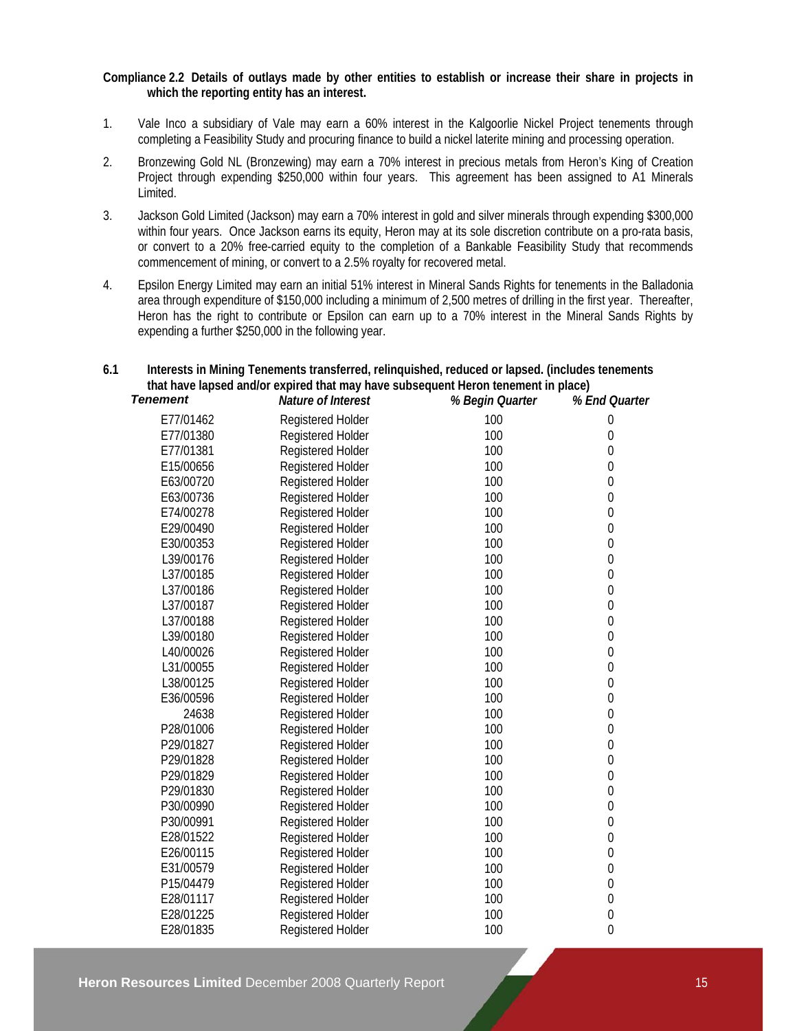**Compliance 2.2 Details of outlays made by other entities to establish or increase their share in projects in which the reporting entity has an interest.**

1. Vale Inco a subsidiary of Vale may earn a 60% interest in the Kalgoorlie Nickel Project tenements through completing a Feasibility Study and procuring finance to build a nickel laterite mining and processing operation.

2. Bronzewing Gold NL (Bronzewing) may earn a 70% interest in precious metals from Heron's King of Creation Project through expending $250,000 within four years. This agreement has been assigned to A1 Minerals Limited.

3. Jackson Gold Limited (Jackson) may earn a 70% interest in gold and silver minerals through expending $300,000 within four years. Once Jackson earns its equity, Heron may at its sole discretion contribute on a pro-rata basis, or convert to a 20% free-carried equity to the completion of a Bankable Feasibility Study that recommends commencement of mining, or convert to a 2.5% royalty for recovered metal.

4. Epsilon Energy Limited may earn an initial 51% interest in Mineral Sands Rights for tenements in the Balladonia area through expenditure of $150,000 including a minimum of 2,500 metres of drilling in the first year. Thereafter, Heron has the right to contribute or Epsilon can earn up to a 70% interest in the Mineral Sands Rights by expending a further $250,000 in the following year.

**6.1 Interests in Mining Tenements transferred, relinquished, reduced or lapsed. (includes tenements that have lapsed and/or expired that may have subsequent Heron tenement in place)**

| *Tenement* | *Nature of Interest* | *% Begin Quarter* | *% End Quarter* |
|---|---|---|---|
| E77/01462 | Registered Holder | 100 | 0 |
| E77/01380 | Registered Holder | 100 | 0 |
| E77/01381 | Registered Holder | 100 | 0 |
| E15/00656 | Registered Holder | 100 | 0 |
| E63/00720 | Registered Holder | 100 | 0 |
| E63/00736 | Registered Holder | 100 | 0 |
| E74/00278 | Registered Holder | 100 | 0 |
| E29/00490 | Registered Holder | 100 | 0 |
| E30/00353 | Registered Holder | 100 | 0 |
| L39/00176 | Registered Holder | 100 | 0 |
| L37/00185 | Registered Holder | 100 | 0 |
| L37/00186 | Registered Holder | 100 | 0 |
| L37/00187 | Registered Holder | 100 | 0 |
| L37/00188 | Registered Holder | 100 | 0 |
| L39/00180 | Registered Holder | 100 | 0 |
| L40/00026 | Registered Holder | 100 | 0 |
| L31/00055 | Registered Holder | 100 | 0 |
| L38/00125 | Registered Holder | 100 | 0 |
| E36/00596 | Registered Holder | 100 | 0 |
| 24638 | Registered Holder | 100 | 0 |
| P28/01006 | Registered Holder | 100 | 0 |
| P29/01827 | Registered Holder | 100 | 0 |
| P29/01828 | Registered Holder | 100 | 0 |
| P29/01829 | Registered Holder | 100 | 0 |
| P29/01830 | Registered Holder | 100 | 0 |
| P30/00990 | Registered Holder | 100 | 0 |
| P30/00991 | Registered Holder | 100 | 0 |
| E28/01522 | Registered Holder | 100 | 0 |
| E26/00115 | Registered Holder | 100 | 0 |
| E31/00579 | Registered Holder | 100 | 0 |
| P15/04479 | Registered Holder | 100 | 0 |
| E28/01117 | Registered Holder | 100 | 0 |
| E28/01225 | Registered Holder | 100 | 0 |
| E28/01835 | Registered Holder | 100 | 0 |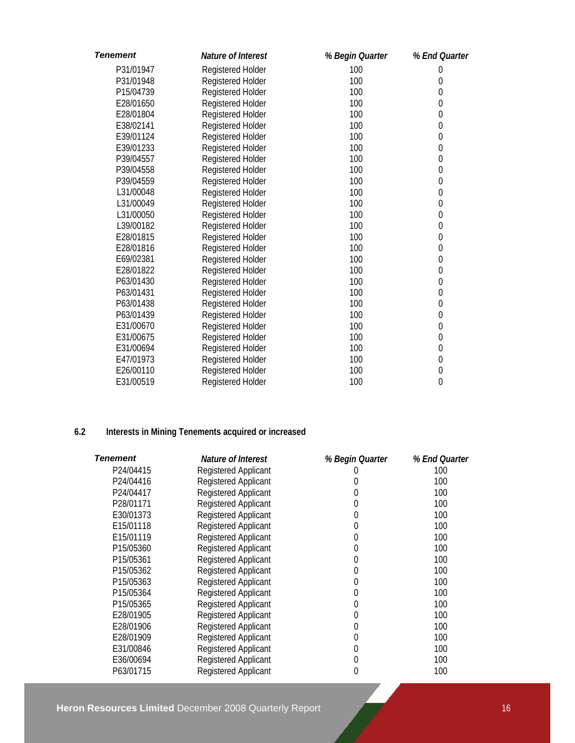| *Tenement* | *Nature of Interest* | *% Begin Quarter* | *% End Quarter* |
|---|---|---|---|
| P31/01947 | Registered Holder | 100 | 0 |
| P31/01948 | Registered Holder | 100 | 0 |
| P15/04739 | Registered Holder | 100 | 0 |
| E28/01650 | Registered Holder | 100 | 0 |
| E28/01804 | Registered Holder | 100 | 0 |
| E38/02141 | Registered Holder | 100 | 0 |
| E39/01124 | Registered Holder | 100 | 0 |
| E39/01233 | Registered Holder | 100 | 0 |
| P39/04557 | Registered Holder | 100 | 0 |
| P39/04558 | Registered Holder | 100 | 0 |
| P39/04559 | Registered Holder | 100 | 0 |
| L31/00048 | Registered Holder | 100 | 0 |
| L31/00049 | Registered Holder | 100 | 0 |
| L31/00050 | Registered Holder | 100 | 0 |
| L39/00182 | Registered Holder | 100 | 0 |
| E28/01815 | Registered Holder | 100 | 0 |
| E28/01816 | Registered Holder | 100 | 0 |
| E69/02381 | Registered Holder | 100 | 0 |
| E28/01822 | Registered Holder | 100 | 0 |
| P63/01430 | Registered Holder | 100 | 0 |
| P63/01431 | Registered Holder | 100 | 0 |
| P63/01438 | Registered Holder | 100 | 0 |
| P63/01439 | Registered Holder | 100 | 0 |
| E31/00670 | Registered Holder | 100 | 0 |
| E31/00675 | Registered Holder | 100 | 0 |
| E31/00694 | Registered Holder | 100 | 0 |
| E47/01973 | Registered Holder | 100 | 0 |
| E26/00110 | Registered Holder | 100 | 0 |
| E31/00519 | Registered Holder | 100 | 0 |

## 6.2 Interests in Mining Tenements acquired or increased

| *Tenement* | *Nature of Interest* | *% Begin Quarter* | *% End Quarter* |
|---|---|---|---|
| P24/04415 | Registered Applicant | 0 | 100 |
| P24/04416 | Registered Applicant | 0 | 100 |
| P24/04417 | Registered Applicant | 0 | 100 |
| P28/01171 | Registered Applicant | 0 | 100 |
| E30/01373 | Registered Applicant | 0 | 100 |
| E15/01118 | Registered Applicant | 0 | 100 |
| E15/01119 | Registered Applicant | 0 | 100 |
| P15/05360 | Registered Applicant | 0 | 100 |
| P15/05361 | Registered Applicant | 0 | 100 |
| P15/05362 | Registered Applicant | 0 | 100 |
| P15/05363 | Registered Applicant | 0 | 100 |
| P15/05364 | Registered Applicant | 0 | 100 |
| P15/05365 | Registered Applicant | 0 | 100 |
| E28/01905 | Registered Applicant | 0 | 100 |
| E28/01906 | Registered Applicant | 0 | 100 |
| E28/01909 | Registered Applicant | 0 | 100 |
| E31/00846 | Registered Applicant | 0 | 100 |
| E36/00694 | Registered Applicant | 0 | 100 |
| P63/01715 | Registered Applicant | 0 | 100 |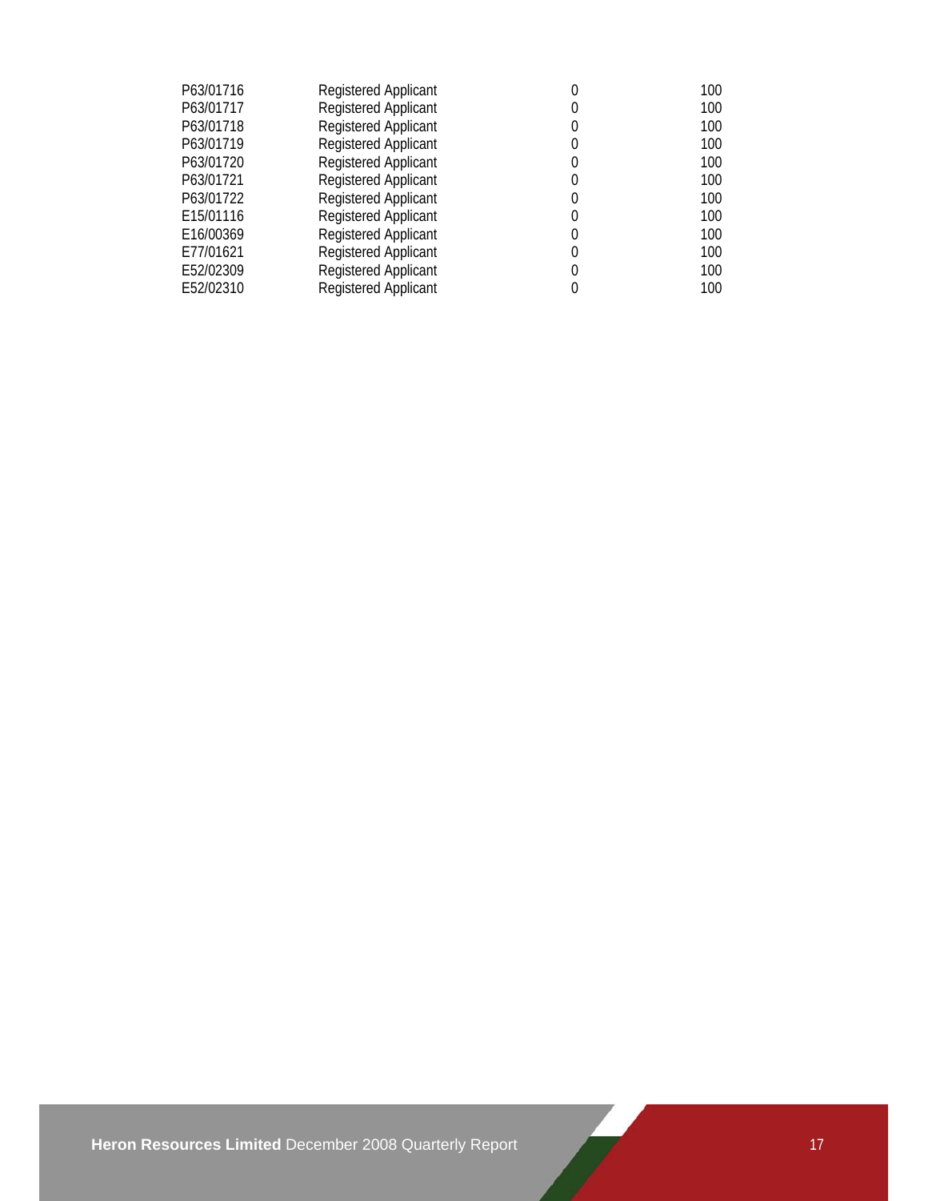| | | | |
|---|---|---|---|
| P63/01716 | Registered Applicant | 0 | 100 |
| P63/01717 | Registered Applicant | 0 | 100 |
| P63/01718 | Registered Applicant | 0 | 100 |
| P63/01719 | Registered Applicant | 0 | 100 |
| P63/01720 | Registered Applicant | 0 | 100 |
| P63/01721 | Registered Applicant | 0 | 100 |
| P63/01722 | Registered Applicant | 0 | 100 |
| E15/01116 | Registered Applicant | 0 | 100 |
| E16/00369 | Registered Applicant | 0 | 100 |
| E77/01621 | Registered Applicant | 0 | 100 |
| E52/02309 | Registered Applicant | 0 | 100 |
| E52/02310 | Registered Applicant | 0 | 100 |